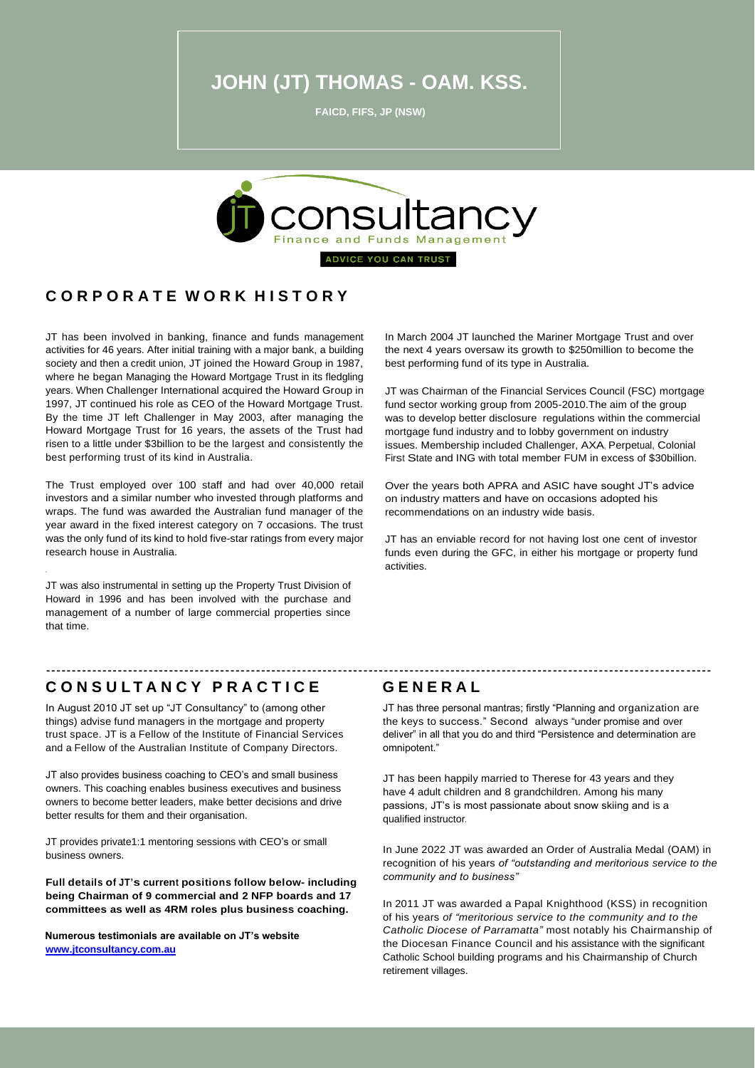# JOHN (JT) THOMAS - OAM. KSS.

**FAICD, FIFS, JP (NSW)**

jT consultancy
Finance and Funds Management
ADVICE YOU CAN TRUST

## CORPORATE WORK HISTORY

JT has been involved in banking, finance and funds management activities for 46 years. After initial training with a major bank, a building society and then a credit union, JT joined the Howard Group in 1987, where he began Managing the Howard Mortgage Trust in its fledgling years. When Challenger International acquired the Howard Group in 1997, JT continued his role as CEO of the Howard Mortgage Trust. By the time JT left Challenger in May 2003, after managing the Howard Mortgage Trust for 16 years, the assets of the Trust had risen to a little under $3billion to be the largest and consistently the best performing trust of its kind in Australia.

The Trust employed over 100 staff and had over 40,000 retail investors and a similar number who invested through platforms and wraps. The fund was awarded the Australian fund manager of the year award in the fixed interest category on 7 occasions. The trust was the only fund of its kind to hold five-star ratings from every major research house in Australia.

JT was also instrumental in setting up the Property Trust Division of Howard in 1996 and has been involved with the purchase and management of a number of large commercial properties since that time.

In March 2004 JT launched the Mariner Mortgage Trust and over the next 4 years oversaw its growth to $250million to become the best performing fund of its type in Australia.

JT was Chairman of the Financial Services Council (FSC) mortgage fund sector working group from 2005-2010.The aim of the group was to develop better disclosure regulations within the commercial mortgage fund industry and to lobby government on industry issues. Membership included Challenger, AXA, Perpetual, Colonial First State and ING with total member FUM in excess of $30billion.

Over the years both APRA and ASIC have sought JT's advice on industry matters and have on occasions adopted his recommendations on an industry wide basis.

JT has an enviable record for not having lost one cent of investor funds even during the GFC, in either his mortgage or property fund activities.

---

## CONSULTANCY PRACTICE

In August 2010 JT set up "JT Consultancy" to (among other things) advise fund managers in the mortgage and property trust space. JT is a Fellow of the Institute of Financial Services and a Fellow of the Australian Institute of Company Directors.

JT also provides business coaching to CEO's and small business owners. This coaching enables business executives and business owners to become better leaders, make better decisions and drive better results for them and their organisation.

JT provides private1:1 mentoring sessions with CEO's or small business owners.

**Full details of JT's current positions follow below- including being Chairman of 9 commercial and 2 NFP boards and 17 committees as well as 4RM roles plus business coaching.**

**Numerous testimonials are available on JT's website [www.jtconsultancy.com.au](www.jtconsultancy.com.au)**

## GENERAL

JT has three personal mantras; firstly "Planning and organization are the keys to success." Second always "under promise and over deliver" in all that you do and third "Persistence and determination are omnipotent."

JT has been happily married to Therese for 43 years and they have 4 adult children and 8 grandchildren. Among his many passions, JT's is most passionate about snow skiing and is a qualified instructor.

In June 2022 JT was awarded an Order of Australia Medal (OAM) in recognition of his years *of "outstanding and meritorious service to the community and to business"*

In 2011 JT was awarded a Papal Knighthood (KSS) in recognition of his years *of "meritorious service to the community and to the Catholic Diocese of Parramatta"* most notably his Chairmanship of the Diocesan Finance Council and his assistance with the significant Catholic School building programs and his Chairmanship of Church retirement villages.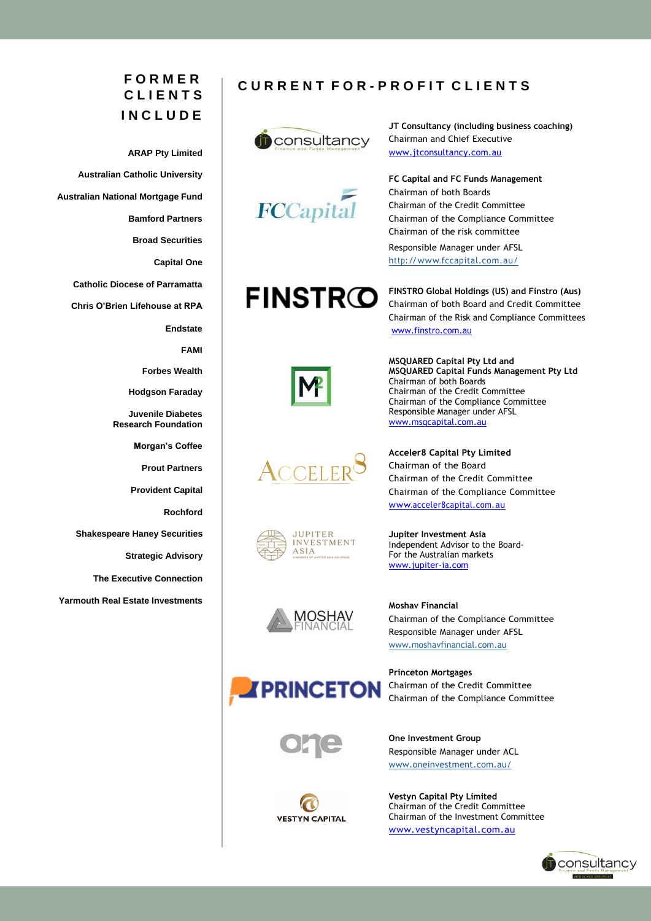## FORMER CLIENTS INCLUDE

ARAP Pty Limited

Australian Catholic University

Australian National Mortgage Fund

Bamford Partners

Broad Securities

Capital One

Catholic Diocese of Parramatta

Chris O'Brien Lifehouse at RPA

Endstate

FAMI

Forbes Wealth

Hodgson Faraday

Juvenile Diabetes Research Foundation

Morgan's Coffee

Prout Partners

Provident Capital

Rochford

Shakespeare Haney Securities

Strategic Advisory

The Executive Connection

Yarmouth Real Estate Investments

## CURRENT FOR-PROFIT CLIENTS

**JT Consultancy (including business coaching)**
Chairman and Chief Executive
www.jtconsultancy.com.au

**FC Capital and FC Funds Management**
Chairman of both Boards
Chairman of the Credit Committee
Chairman of the Compliance Committee
Chairman of the risk committee
Responsible Manager under AFSL
http://www.fccapital.com.au/

**FINSTRO Global Holdings (US) and Finstro (Aus)**
Chairman of both Board and Credit Committee
Chairman of the Risk and Compliance Committees
www.finstro.com.au

**MSQUARED Capital Pty Ltd and MSQUARED Capital Funds Management Pty Ltd**
Chairman of both Boards
Chairman of the Credit Committee
Chairman of the Compliance Committee
Responsible Manager under AFSL
www.msqcapital.com.au

**Acceler8 Capital Pty Limited**
Chairman of the Board
Chairman of the Credit Committee
Chairman of the Compliance Committee
www.acceler8capital.com.au

**Jupiter Investment Asia**
Independent Advisor to the Board-
For the Australian markets
www.jupiter-ia.com

**Moshav Financial**
Chairman of the Compliance Committee
Responsible Manager under AFSL
www.moshavfinancial.com.au

**Princeton Mortgages**
Chairman of the Credit Committee
Chairman of the Compliance Committee

**One Investment Group**
Responsible Manager under ACL
www.oneinvestment.com.au/

**Vestyn Capital Pty Limited**
Chairman of the Credit Committee
Chairman of the Investment Committee
www.vestyncapital.com.au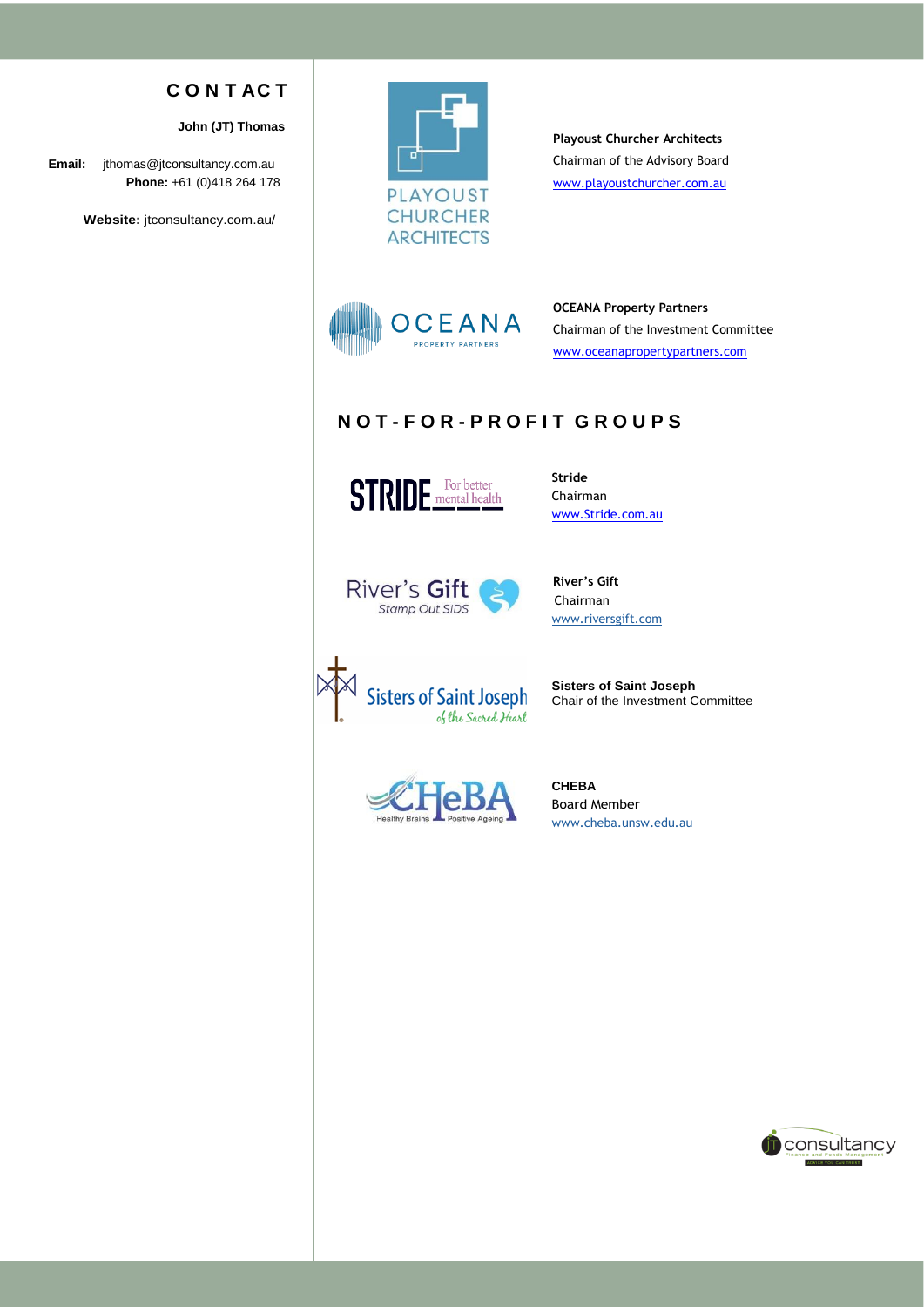## CONTACT

**John (JT) Thomas**

**Email:** jthomas@jtconsultancy.com.au
**Phone:** +61 (0)418 264 178

**Website:** jtconsultancy.com.au/

**Playoust Churcher Architects**
Chairman of the Advisory Board
www.playoustchurcher.com.au

**OCEANA Property Partners**
Chairman of the Investment Committee
www.oceanapropertypartners.com

## NOT-FOR-PROFIT GROUPS

**Stride**
Chairman
www.Stride.com.au

**River's Gift**
Chairman
www.riversgift.com

**Sisters of Saint Joseph**
Chair of the Investment Committee

**CHEBA**
Board Member
www.cheba.unsw.edu.au